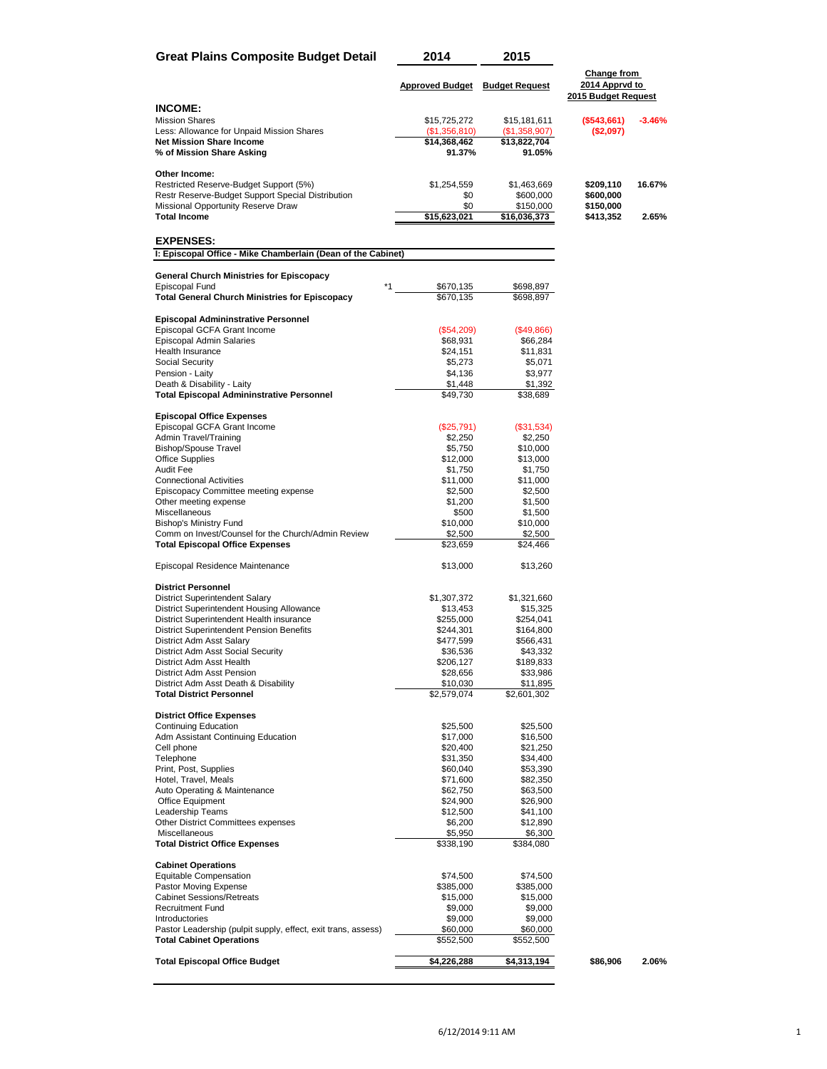# Great Plains Composite Budget Detail

| | 2014 Approved Budget | 2015 Budget Request | Change from 2014 Apprvd to 2015 Budget Request | |
|---|---|---|---|---|
| **INCOME:** | | | | |
| Mission Shares | $15,725,272 | $15,181,611 | **($543,661)** | **-3.46%** |
| Less: Allowance for Unpaid Mission Shares | ($1,356,810) | ($1,358,907) | **($2,097)** | |
| **Net Mission Share Income** | **$14,368,462** | **$13,822,704** | | |
| **% of Mission Share Asking** | **91.37%** | **91.05%** | | |
| | | | | |
| **Other Income:** | | | | |
| Restricted Reserve-Budget Support (5%) | $1,254,559 | $1,463,669 | **$209,110** | **16.67%** |
| Restr Reserve-Budget Support Special Distribution | $0 | $600,000 | **$600,000** | |
| Missional Opportunity Reserve Draw | $0 | $150,000 | **$150,000** | |
| **Total Income** | **$15,623,021** | **$16,036,373** | **$413,352** | **2.65%** |
| | | | | |
| **EXPENSES:** | | | | |
| **I: Episcopal Office - Mike Chamberlain (Dean of the Cabinet)** | | | | |
| | | | | |
| **General Church Ministries for Episcopacy** | | | | |
| Episcopal Fund *1 | $670,135 | $698,897 | | |
| **Total General Church Ministries for Episcopacy** | $670,135 | $698,897 | | |
| | | | | |
| **Episcopal Admininstrative Personnel** | | | | |
| Episcopal GCFA Grant Income | ($54,209) | ($49,866) | | |
| Episcopal Admin Salaries | $68,931 | $66,284 | | |
| Health Insurance | $24,151 | $11,831 | | |
| Social Security | $5,273 | $5,071 | | |
| Pension - Laity | $4,136 | $3,977 | | |
| Death & Disability - Laity | $1,448 | $1,392 | | |
| **Total Episcopal Admininstrative Personnel** | $49,730 | $38,689 | | |
| | | | | |
| **Episcopal Office Expenses** | | | | |
| Episcopal GCFA Grant Income | ($25,791) | ($31,534) | | |
| Admin Travel/Training | $2,250 | $2,250 | | |
| Bishop/Spouse Travel | $5,750 | $10,000 | | |
| Office Supplies | $12,000 | $13,000 | | |
| Audit Fee | $1,750 | $1,750 | | |
| Connectional Activities | $11,000 | $11,000 | | |
| Episcopacy Committee meeting expense | $2,500 | $2,500 | | |
| Other meeting expense | $1,200 | $1,500 | | |
| Miscellaneous | $500 | $1,500 | | |
| Bishop's Ministry Fund | $10,000 | $10,000 | | |
| Comm on Invest/Counsel for the Church/Admin Review | $2,500 | $2,500 | | |
| **Total Episcopal Office Expenses** | $23,659 | $24,466 | | |
| | | | | |
| Episcopal Residence Maintenance | $13,000 | $13,260 | | |
| | | | | |
| **District Personnel** | | | | |
| District Superintendent Salary | $1,307,372 | $1,321,660 | | |
| District Superintendent Housing Allowance | $13,453 | $15,325 | | |
| District Superintendent Health insurance | $255,000 | $254,041 | | |
| District Superintendent Pension Benefits | $244,301 | $164,800 | | |
| District Adm Asst Salary | $477,599 | $566,431 | | |
| District Adm Asst Social Security | $36,536 | $43,332 | | |
| District Adm Asst Health | $206,127 | $189,833 | | |
| District Adm Asst Pension | $28,656 | $33,986 | | |
| District Adm Asst Death & Disability | $10,030 | $11,895 | | |
| **Total District Personnel** | $2,579,074 | $2,601,302 | | |
| | | | | |
| **District Office Expenses** | | | | |
| Continuing Education | $25,500 | $25,500 | | |
| Adm Assistant Continuing Education | $17,000 | $16,500 | | |
| Cell phone | $20,400 | $21,250 | | |
| Telephone | $31,350 | $34,400 | | |
| Print, Post, Supplies | $60,040 | $53,390 | | |
| Hotel, Travel, Meals | $71,600 | $82,350 | | |
| Auto Operating & Maintenance | $62,750 | $63,500 | | |
| Office Equipment | $24,900 | $26,900 | | |
| Leadership Teams | $12,500 | $41,100 | | |
| Other District Committees expenses | $6,200 | $12,890 | | |
| Miscellaneous | $5,950 | $6,300 | | |
| **Total District Office Expenses** | $338,190 | $384,080 | | |
| | | | | |
| **Cabinet Operations** | | | | |
| Equitable Compensation | $74,500 | $74,500 | | |
| Pastor Moving Expense | $385,000 | $385,000 | | |
| Cabinet Sessions/Retreats | $15,000 | $15,000 | | |
| Recruitment Fund | $9,000 | $9,000 | | |
| Introductories | $9,000 | $9,000 | | |
| Pastor Leadership (pulpit supply, effect, exit trans, assess) | $60,000 | $60,000 | | |
| **Total Cabinet Operations** | $552,500 | $552,500 | | |
| | | | | |
| **Total Episcopal Office Budget** | **$4,226,288** | **$4,313,194** | **$86,906** | **2.06%** |

6/12/2014 9:11 AM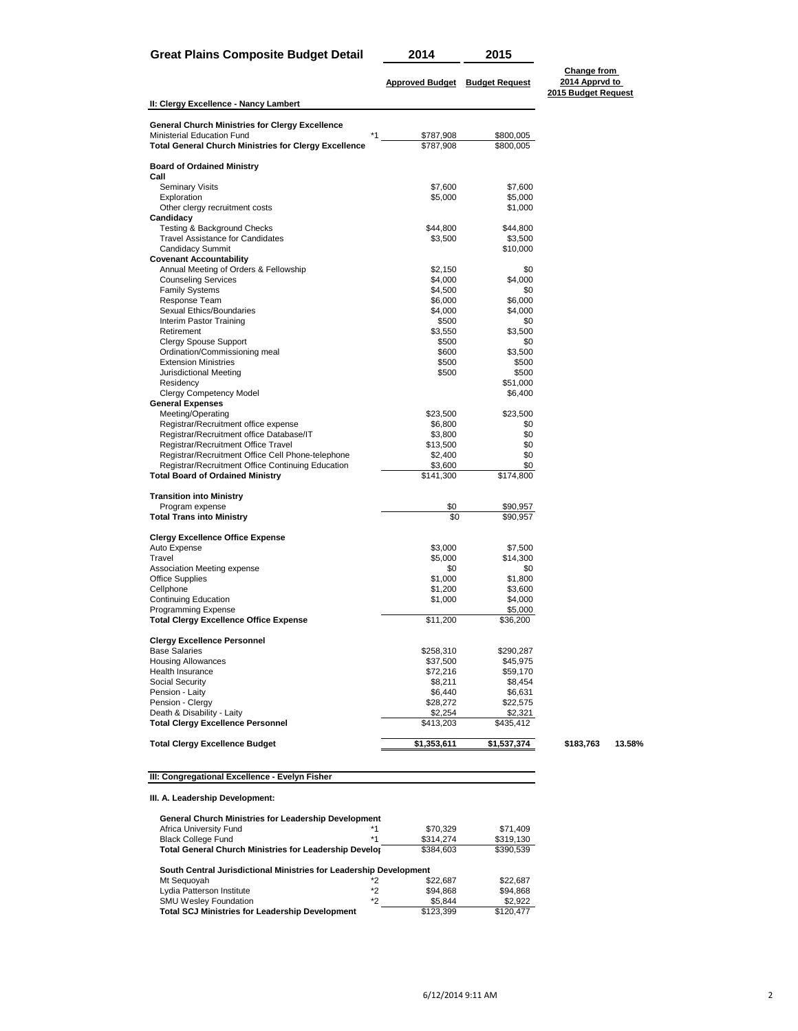# Great Plains Composite Budget Detail

| | | 2014 | 2015 | Change from 2014 Apprvd to 2015 Budget Request | |
|---|---|---|---|---|---|
| | | **Approved Budget** | **Budget Request** | | |
| **II: Clergy Excellence - Nancy Lambert** | | | | | |
| **General Church Ministries for Clergy Excellence** | | | | | |
| Ministerial Education Fund | *1 | $787,908 | $800,005 | | |
| **Total General Church Ministries for Clergy Excellence** | | $787,908 | $800,005 | | |
| **Board of Ordained Ministry** | | | | | |
| **Call** | | | | | |
| Seminary Visits | | $7,600 | $7,600 | | |
| Exploration | | $5,000 | $5,000 | | |
| Other clergy recruitment costs | | | $1,000 | | |
| **Candidacy** | | | | | |
| Testing & Background Checks | | $44,800 | $44,800 | | |
| Travel Assistance for Candidates | | $3,500 | $3,500 | | |
| Candidacy Summit | | | $10,000 | | |
| **Covenant Accountability** | | | | | |
| Annual Meeting of Orders & Fellowship | | $2,150 | $0 | | |
| Counseling Services | | $4,000 | $4,000 | | |
| Family Systems | | $4,500 | $0 | | |
| Response Team | | $6,000 | $6,000 | | |
| Sexual Ethics/Boundaries | | $4,000 | $4,000 | | |
| Interim Pastor Training | | $500 | $0 | | |
| Retirement | | $3,550 | $3,500 | | |
| Clergy Spouse Support | | $500 | $0 | | |
| Ordination/Commissioning meal | | $600 | $3,500 | | |
| Extension Ministries | | $500 | $500 | | |
| Jurisdictional Meeting | | $500 | $500 | | |
| Residency | | | $51,000 | | |
| Clergy Competency Model | | | $6,400 | | |
| **General Expenses** | | | | | |
| Meeting/Operating | | $23,500 | $23,500 | | |
| Registrar/Recruitment office expense | | $6,800 | $0 | | |
| Registrar/Recruitment office Database/IT | | $3,800 | $0 | | |
| Registrar/Recruitment Office Travel | | $13,500 | $0 | | |
| Registrar/Recruitment Office Cell Phone-telephone | | $2,400 | $0 | | |
| Registrar/Recruitment Office Continuing Education | | $3,600 | $0 | | |
| **Total Board of Ordained Ministry** | | $141,300 | $174,800 | | |
| **Transition into Ministry** | | | | | |
| Program expense | | $0 | $90,957 | | |
| **Total Trans into Ministry** | | $0 | $90,957 | | |
| **Clergy Excellence Office Expense** | | | | | |
| Auto Expense | | $3,000 | $7,500 | | |
| Travel | | $5,000 | $14,300 | | |
| Association Meeting expense | | $0 | $0 | | |
| Office Supplies | | $1,000 | $1,800 | | |
| Cellphone | | $1,200 | $3,600 | | |
| Continuing Education | | $1,000 | $4,000 | | |
| Programming Expense | | | $5,000 | | |
| **Total Clergy Excellence Office Expense** | | $11,200 | $36,200 | | |
| **Clergy Excellence Personnel** | | | | | |
| Base Salaries | | $258,310 | $290,287 | | |
| Housing Allowances | | $37,500 | $45,975 | | |
| Health Insurance | | $72,216 | $59,170 | | |
| Social Security | | $8,211 | $8,454 | | |
| Pension - Laity | | $6,440 | $6,631 | | |
| Pension - Clergy | | $28,272 | $22,575 | | |
| Death & Disability - Laity | | $2,254 | $2,321 | | |
| **Total Clergy Excellence Personnel** | | $413,203 | $435,412 | | |
| **Total Clergy Excellence Budget** | | $1,353,611 | $1,537,374 | $183,763 | 13.58% |

**III: Congregational Excellence - Evelyn Fisher**

**III. A. Leadership Development:**

| | | 2014 | 2015 |
|---|---|---|---|
| **General Church Ministries for Leadership Development** | | | |
| Africa University Fund | *1 | $70,329 | $71,409 |
| Black College Fund | *1 | $314,274 | $319,130 |
| **Total General Church Ministries for Leadership Develop** | | $384,603 | $390,539 |
| **South Central Jurisdictional Ministries for Leadership Development** | | | |
| Mt Sequoyah | *2 | $22,687 | $22,687 |
| Lydia Patterson Institute | *2 | $94,868 | $94,868 |
| SMU Wesley Foundation | *2 | $5,844 | $2,922 |
| **Total SCJ Ministries for Leadership Development** | | $123,399 | $120,477 |

6/12/2014 9:11 AM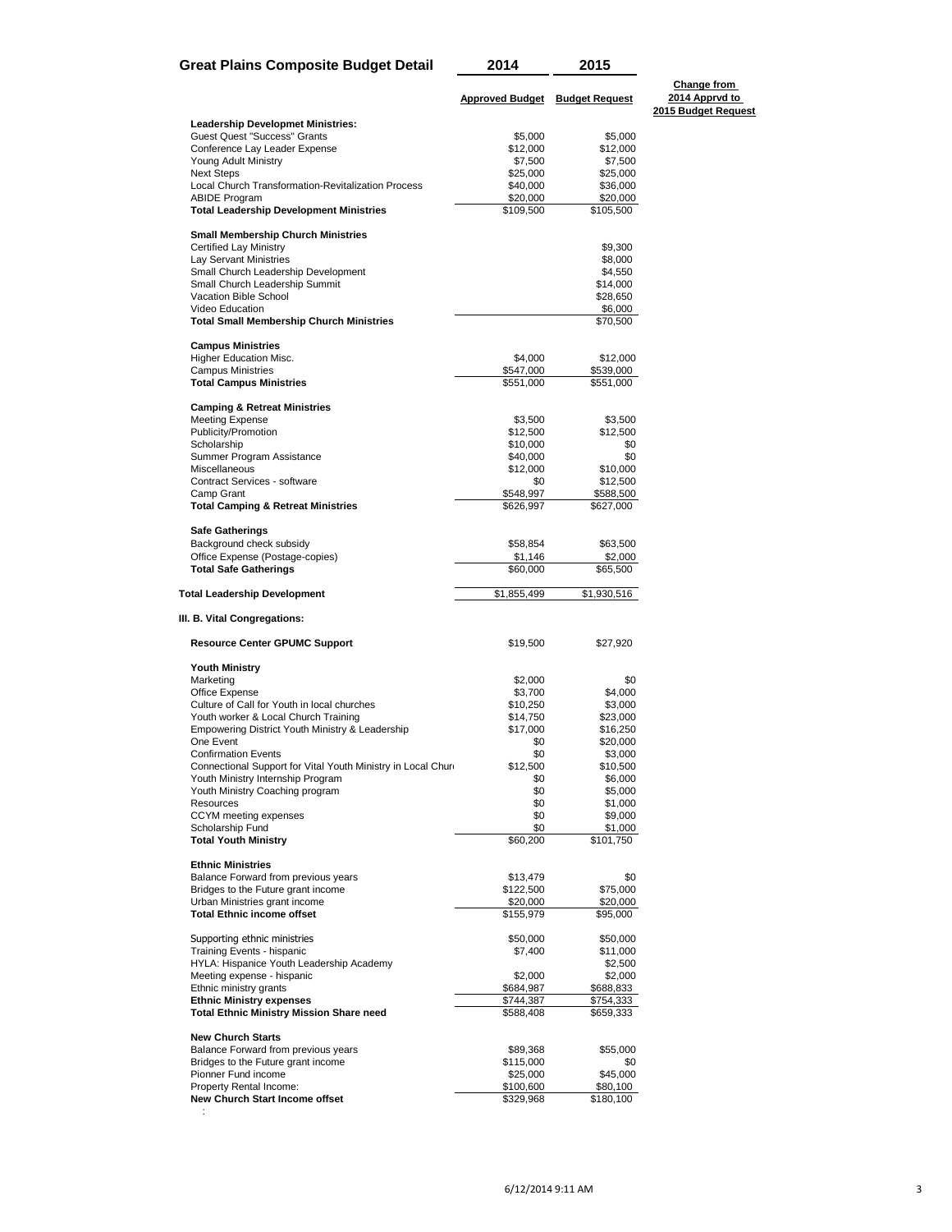| Great Plains Composite Budget Detail | 2014 | 2015 | |
|---|---|---|---|
| | **Approved Budget** | **Budget Request** | **Change from 2014 Apprvd to 2015 Budget Request** |
| **Leadership Developmet Ministries:** | | | |
| Guest Quest "Success" Grants | $5,000 | $5,000 | |
| Conference Lay Leader Expense | $12,000 | $12,000 | |
| Young Adult Ministry | $7,500 | $7,500 | |
| Next Steps | $25,000 | $25,000 | |
| Local Church Transformation-Revitalization Process | $40,000 | $36,000 | |
| ABIDE Program | $20,000 | $20,000 | |
| **Total Leadership Development Ministries** | $109,500 | $105,500 | |
| | | | |
| **Small Membership Church Ministries** | | | |
| Certified Lay Ministry | | $9,300 | |
| Lay Servant Ministries | | $8,000 | |
| Small Church Leadership Development | | $4,550 | |
| Small Church Leadership Summit | | $14,000 | |
| Vacation Bible School | | $28,650 | |
| Video Education | | $6,000 | |
| **Total Small Membership Church Ministries** | | $70,500 | |
| | | | |
| **Campus Ministries** | | | |
| Higher Education Misc. | $4,000 | $12,000 | |
| Campus Ministries | $547,000 | $539,000 | |
| **Total Campus Ministries** | $551,000 | $551,000 | |
| | | | |
| **Camping & Retreat Ministries** | | | |
| Meeting Expense | $3,500 | $3,500 | |
| Publicity/Promotion | $12,500 | $12,500 | |
| Scholarship | $10,000 | $0 | |
| Summer Program Assistance | $40,000 | $0 | |
| Miscellaneous | $12,000 | $10,000 | |
| Contract Services - software | $0 | $12,500 | |
| Camp Grant | $548,997 | $588,500 | |
| **Total Camping & Retreat Ministries** | $626,997 | $627,000 | |
| | | | |
| **Safe Gatherings** | | | |
| Background check subsidy | $58,854 | $63,500 | |
| Office Expense (Postage-copies) | $1,146 | $2,000 | |
| **Total Safe Gatherings** | $60,000 | $65,500 | |
| | | | |
| **Total Leadership Development** | $1,855,499 | $1,930,516 | |
| | | | |
| **III. B. Vital Congregations:** | | | |
| | | | |
| **Resource Center GPUMC Support** | $19,500 | $27,920 | |
| | | | |
| **Youth Ministry** | | | |
| Marketing | $2,000 | $0 | |
| Office Expense | $3,700 | $4,000 | |
| Culture of Call for Youth in local churches | $10,250 | $3,000 | |
| Youth worker & Local Church Training | $14,750 | $23,000 | |
| Empowering District Youth Ministry & Leadership | $17,000 | $16,250 | |
| One Event | $0 | $20,000 | |
| Confirmation Events | $0 | $3,000 | |
| Connectional Support for Vital Youth Ministry in Local Chur | $12,500 | $10,500 | |
| Youth Ministry Internship Program | $0 | $6,000 | |
| Youth Ministry Coaching program | $0 | $5,000 | |
| Resources | $0 | $1,000 | |
| CCYM meeting expenses | $0 | $9,000 | |
| Scholarship Fund | $0 | $1,000 | |
| **Total Youth Ministry** | $60,200 | $101,750 | |
| | | | |
| **Ethnic Ministries** | | | |
| Balance Forward from previous years | $13,479 | $0 | |
| Bridges to the Future grant income | $122,500 | $75,000 | |
| Urban Ministries grant income | $20,000 | $20,000 | |
| **Total Ethnic income offset** | $155,979 | $95,000 | |
| | | | |
| Supporting ethnic ministries | $50,000 | $50,000 | |
| Training Events - hispanic | $7,400 | $11,000 | |
| HYLA: Hispanice Youth Leadership Academy | | $2,500 | |
| Meeting expense - hispanic | $2,000 | $2,000 | |
| Ethnic ministry grants | $684,987 | $688,833 | |
| **Ethnic Ministry expenses** | $744,387 | $754,333 | |
| **Total Ethnic Ministry Mission Share need** | $588,408 | $659,333 | |
| | | | |
| **New Church Starts** | | | |
| Balance Forward from previous years | $89,368 | $55,000 | |
| Bridges to the Future grant income | $115,000 | $0 | |
| Pionner Fund income | $25,000 | $45,000 | |
| Property Rental Income: | $100,600 | $80,100 | |
| **New Church Start Income offset** | $329,968 | $180,100 | |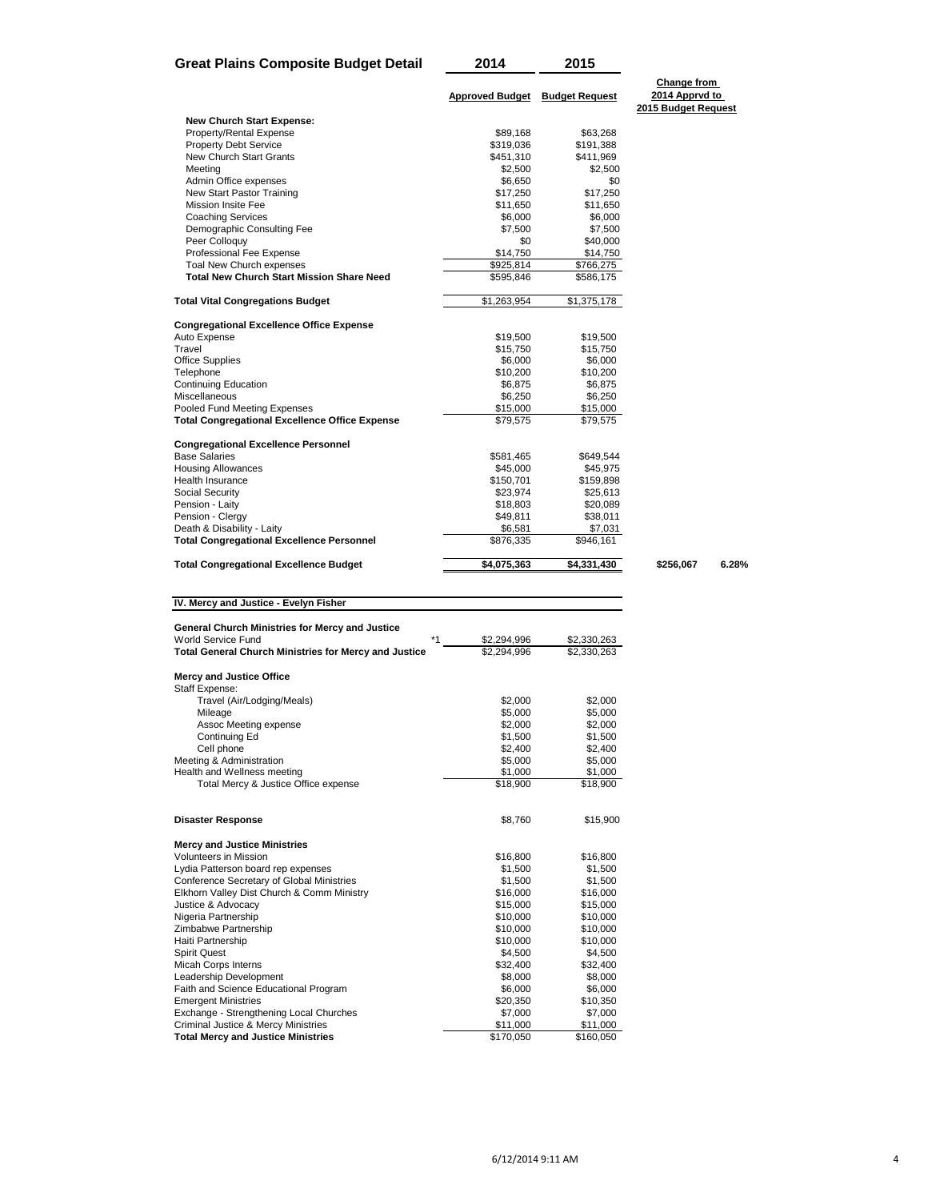## Great Plains Composite Budget Detail

| | 2014 Approved Budget | 2015 Budget Request | Change from 2014 Apprvd to 2015 Budget Request | |
|---|---|---|---|---|
| **New Church Start Expense:** | | | | |
| Property/Rental Expense | $89,168 | $63,268 | | |
| Property Debt Service | $319,036 | $191,388 | | |
| New Church Start Grants | $451,310 | $411,969 | | |
| Meeting | $2,500 | $2,500 | | |
| Admin Office expenses | $6,650 | $0 | | |
| New Start Pastor Training | $17,250 | $17,250 | | |
| Mission Insite Fee | $11,650 | $11,650 | | |
| Coaching Services | $6,000 | $6,000 | | |
| Demographic Consulting Fee | $7,500 | $7,500 | | |
| Peer Colloquy | $0 | $40,000 | | |
| Professional Fee Expense | $14,750 | $14,750 | | |
| Toal New Church expenses | $925,814 | $766,275 | | |
| **Total New Church Start Mission Share Need** | $595,846 | $586,175 | | |
| **Total Vital Congregations Budget** | $1,263,954 | $1,375,178 | | |
| **Congregational Excellence Office Expense** | | | | |
| Auto Expense | $19,500 | $19,500 | | |
| Travel | $15,750 | $15,750 | | |
| Office Supplies | $6,000 | $6,000 | | |
| Telephone | $10,200 | $10,200 | | |
| Continuing Education | $6,875 | $6,875 | | |
| Miscellaneous | $6,250 | $6,250 | | |
| Pooled Fund Meeting Expenses | $15,000 | $15,000 | | |
| **Total Congregational Excellence Office Expense** | $79,575 | $79,575 | | |
| **Congregational Excellence Personnel** | | | | |
| Base Salaries | $581,465 | $649,544 | | |
| Housing Allowances | $45,000 | $45,975 | | |
| Health Insurance | $150,701 | $159,898 | | |
| Social Security | $23,974 | $25,613 | | |
| Pension - Laity | $18,803 | $20,089 | | |
| Pension - Clergy | $49,811 | $38,011 | | |
| Death & Disability - Laity | $6,581 | $7,031 | | |
| **Total Congregational Excellence Personnel** | $876,335 | $946,161 | | |
| **Total Congregational Excellence Budget** | **$4,075,363** | **$4,331,430** | **$256,067** | **6.28%** |

### IV. Mercy and Justice - Evelyn Fisher

| | 2014 Approved Budget | 2015 Budget Request |
|---|---|---|
| **General Church Ministries for Mercy and Justice** | | |
| World Service Fund *1 | $2,294,996 | $2,330,263 |
| **Total General Church Ministries for Mercy and Justice** | $2,294,996 | $2,330,263 |
| **Mercy and Justice Office** | | |
| Staff Expense: | | |
| Travel (Air/Lodging/Meals) | $2,000 | $2,000 |
| Mileage | $5,000 | $5,000 |
| Assoc Meeting expense | $2,000 | $2,000 |
| Continuing Ed | $1,500 | $1,500 |
| Cell phone | $2,400 | $2,400 |
| Meeting & Administration | $5,000 | $5,000 |
| Health and Wellness meeting | $1,000 | $1,000 |
| Total Mercy & Justice Office expense | $18,900 | $18,900 |
| **Disaster Response** | $8,760 | $15,900 |
| **Mercy and Justice Ministries** | | |
| Volunteers in Mission | $16,800 | $16,800 |
| Lydia Patterson board rep expenses | $1,500 | $1,500 |
| Conference Secretary of Global Ministries | $1,500 | $1,500 |
| Elkhorn Valley Dist Church & Comm Ministry | $16,000 | $16,000 |
| Justice & Advocacy | $15,000 | $15,000 |
| Nigeria Partnership | $10,000 | $10,000 |
| Zimbabwe Partnership | $10,000 | $10,000 |
| Haiti Partnership | $10,000 | $10,000 |
| Spirit Quest | $4,500 | $4,500 |
| Micah Corps Interns | $32,400 | $32,400 |
| Leadership Development | $8,000 | $8,000 |
| Faith and Science Educational Program | $6,000 | $6,000 |
| Emergent Ministries | $20,350 | $10,350 |
| Exchange - Strengthening Local Churches | $7,000 | $7,000 |
| Criminal Justice & Mercy Ministries | $11,000 | $11,000 |
| **Total Mercy and Justice Ministries** | $170,050 | $160,050 |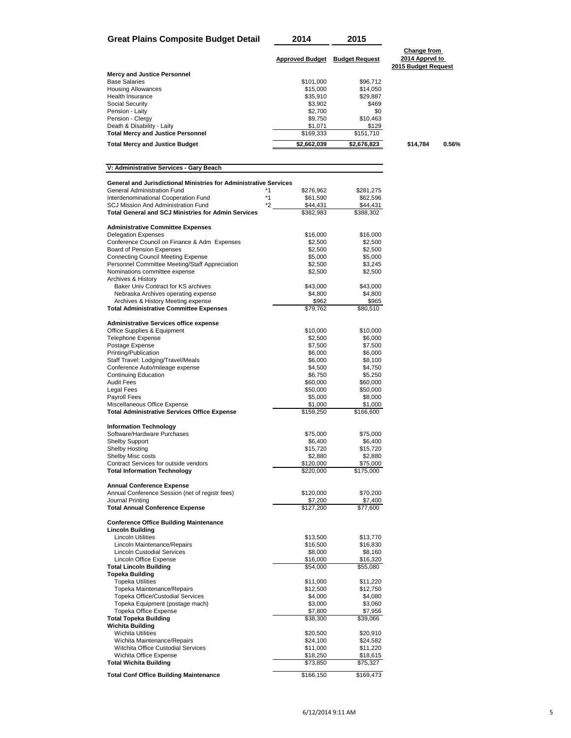# Great Plains Composite Budget Detail

| | | 2014 Approved Budget | 2015 Budget Request | Change from 2014 Apprvd to 2015 Budget Request | |
|---|---|---|---|---|---|
| **Mercy and Justice Personnel** | | | | | |
| Base Salaries | | $101,000 | $96,712 | | |
| Housing Allowances | | $15,000 | $14,050 | | |
| Health Insurance | | $35,910 | $29,887 | | |
| Social Security | | $3,902 | $469 | | |
| Pension - Laity | | $2,700 | $0 | | |
| Pension - Clergy | | $9,750 | $10,463 | | |
| Death & Disability - Laity | | $1,071 | $129 | | |
| **Total Mercy and Justice Personnel** | | $169,333 | $151,710 | | |
| **Total Mercy and Justice Budget** | | **$2,662,039** | **$2,676,823** | **$14,784** | **0.56%** |

## V: Administrative Services - Gary Beach

| | | 2014 Approved Budget | 2015 Budget Request |
|---|---|---|---|
| **General and Jurisdictional Ministries for Administrative Services** | | | |
| General Administration Fund | *1 | $276,962 | $281,275 |
| Interdenominational Cooperation Fund | *1 | $61,590 | $62,596 |
| SCJ Mission And Administration Fund | *2 | $44,431 | $44,431 |
| **Total General and SCJ Ministries for Admin Services** | | $382,983 | $388,302 |
| **Administrative Committee Expenses** | | | |
| Delegation Expenses | | $16,000 | $16,000 |
| Conference Council on Finance & Adm Expenses | | $2,500 | $2,500 |
| Board of Pension Expenses | | $2,500 | $2,500 |
| Connecting Council Meeting Expense | | $5,000 | $5,000 |
| Personnel Committee Meeting/Staff Appreciation | | $2,500 | $3,245 |
| Nominations committee expense | | $2,500 | $2,500 |
| Archives & History | | | |
| Baker Univ Contract for KS archives | | $43,000 | $43,000 |
| Nebraska Archives operating expense | | $4,800 | $4,800 |
| Archives & History Meeting expense | | $962 | $965 |
| **Total Administrative Committee Expenses** | | $79,762 | $80,510 |
| **Administrative Services office expense** | | | |
| Office Supplies & Equipment | | $10,000 | $10,000 |
| Telephone Expense | | $2,500 | $6,000 |
| Postage Expense | | $7,500 | $7,500 |
| Printing/Publication | | $6,000 | $6,000 |
| Staff Travel: Lodging/Travel/Meals | | $6,000 | $8,100 |
| Conference Auto/mileage expense | | $4,500 | $4,750 |
| Continuing Education | | $6,750 | $5,250 |
| Audit Fees | | $60,000 | $60,000 |
| Legal Fees | | $50,000 | $50,000 |
| Payroll Fees | | $5,000 | $8,000 |
| Miscellaneous Office Expense | | $1,000 | $1,000 |
| **Total Administrative Services Office Expense** | | $159,250 | $166,600 |
| **Information Technology** | | | |
| Software/Hardware Purchases | | $75,000 | $75,000 |
| Shelby Support | | $6,400 | $6,400 |
| Shelby Hosting | | $15,720 | $15,720 |
| Shelby Misc costs | | $2,880 | $2,880 |
| Contract Services for outside vendors | | $120,000 | $75,000 |
| **Total Information Technology** | | $220,000 | $175,000 |
| **Annual Conference Expense** | | | |
| Annual Conference Session (net of registr fees) | | $120,000 | $70,200 |
| Journal Printing | | $7,200 | $7,400 |
| **Total Annual Conference Expense** | | $127,200 | $77,600 |
| **Conference Office Building Maintenance** | | | |
| **Lincoln Building** | | | |
| Lincoln Utilities | | $13,500 | $13,770 |
| Lincoln Maintenance/Repairs | | $16,500 | $16,830 |
| Lincoln Custodial Services | | $8,000 | $8,160 |
| Lincoln Office Expense | | $16,000 | $16,320 |
| **Total Lincoln Building** | | $54,000 | $55,080 |
| **Topeka Building** | | | |
| Topeka Utilities | | $11,000 | $11,220 |
| Topeka Maintenance/Repairs | | $12,500 | $12,750 |
| Topeka Office/Custodial Services | | $4,000 | $4,080 |
| Topeka Equipment (postage mach) | | $3,000 | $3,060 |
| Topeka Office Expense | | $7,800 | $7,956 |
| **Total Topeka Building** | | $38,300 | $39,066 |
| **Wichita Building** | | | |
| Wichita Utilities | | $20,500 | $20,910 |
| Wichita Maintenance/Repairs | | $24,100 | $24,582 |
| Witchita Office Custodial Services | | $11,000 | $11,220 |
| Wichita Office Expense | | $18,250 | $18,615 |
| **Total Wichita Building** | | $73,850 | $75,327 |
| **Total Conf Office Building Maintenance** | | $166,150 | $169,473 |

6/12/2014 9:11 AM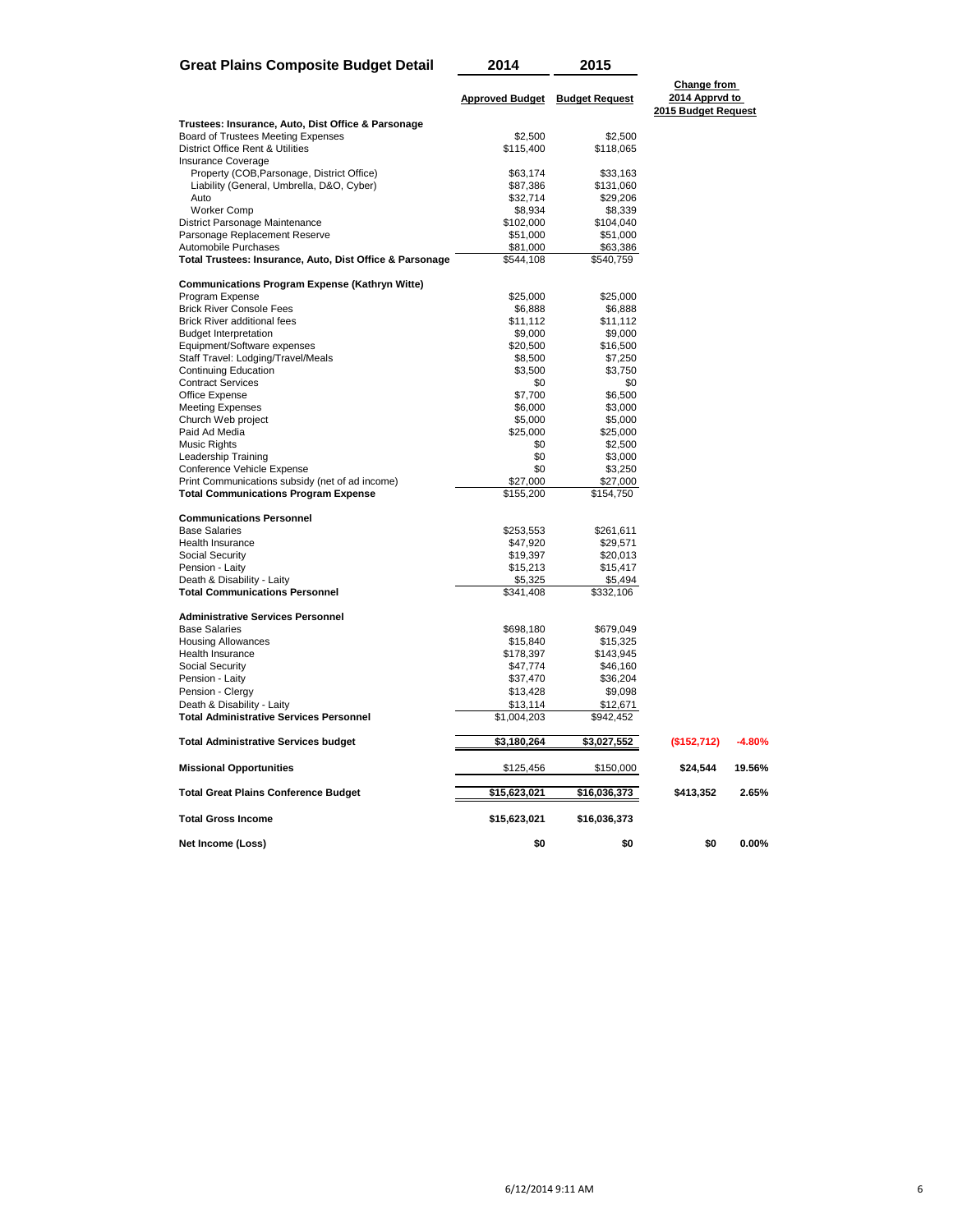# Great Plains Composite Budget Detail

| | 2014 Approved Budget | 2015 Budget Request | Change from 2014 Apprvd to 2015 Budget Request | |
|---|---|---|---|---|
| **Trustees: Insurance, Auto, Dist Office & Parsonage** | | | | |
| Board of Trustees Meeting Expenses | $2,500 | $2,500 | | |
| District Office Rent & Utilities | $115,400 | $118,065 | | |
| Insurance Coverage | | | | |
| Property (COB,Parsonage, District Office) | $63,174 | $33,163 | | |
| Liability (General, Umbrella, D&O, Cyber) | $87,386 | $131,060 | | |
| Auto | $32,714 | $29,206 | | |
| Worker Comp | $8,934 | $8,339 | | |
| District Parsonage Maintenance | $102,000 | $104,040 | | |
| Parsonage Replacement Reserve | $51,000 | $51,000 | | |
| Automobile Purchases | $81,000 | $63,386 | | |
| **Total Trustees: Insurance, Auto, Dist Office & Parsonage** | $544,108 | $540,759 | | |
| **Communications Program Expense (Kathryn Witte)** | | | | |
| Program Expense | $25,000 | $25,000 | | |
| Brick River Console Fees | $6,888 | $6,888 | | |
| Brick River additional fees | $11,112 | $11,112 | | |
| Budget Interpretation | $9,000 | $9,000 | | |
| Equipment/Software expenses | $20,500 | $16,500 | | |
| Staff Travel: Lodging/Travel/Meals | $8,500 | $7,250 | | |
| Continuing Education | $3,500 | $3,750 | | |
| Contract Services | $0 | $0 | | |
| Office Expense | $7,700 | $6,500 | | |
| Meeting Expenses | $6,000 | $3,000 | | |
| Church Web project | $5,000 | $5,000 | | |
| Paid Ad Media | $25,000 | $25,000 | | |
| Music Rights | $0 | $2,500 | | |
| Leadership Training | $0 | $3,000 | | |
| Conference Vehicle Expense | $0 | $3,250 | | |
| Print Communications subsidy (net of ad income) | $27,000 | $27,000 | | |
| **Total Communications Program Expense** | $155,200 | $154,750 | | |
| **Communications Personnel** | | | | |
| Base Salaries | $253,553 | $261,611 | | |
| Health Insurance | $47,920 | $29,571 | | |
| Social Security | $19,397 | $20,013 | | |
| Pension - Laity | $15,213 | $15,417 | | |
| Death & Disability - Laity | $5,325 | $5,494 | | |
| **Total Communications Personnel** | $341,408 | $332,106 | | |
| **Administrative Services Personnel** | | | | |
| Base Salaries | $698,180 | $679,049 | | |
| Housing Allowances | $15,840 | $15,325 | | |
| Health Insurance | $178,397 | $143,945 | | |
| Social Security | $47,774 | $46,160 | | |
| Pension - Laity | $37,470 | $36,204 | | |
| Pension - Clergy | $13,428 | $9,098 | | |
| Death & Disability - Laity | $13,114 | $12,671 | | |
| **Total Administrative Services Personnel** | $1,004,203 | $942,452 | | |
| **Total Administrative Services budget** | $3,180,264 | $3,027,552 | ($152,712) | -4.80% |
| **Missional Opportunities** | $125,456 | $150,000 | $24,544 | 19.56% |
| **Total Great Plains Conference Budget** | $15,623,021 | $16,036,373 | $413,352 | 2.65% |
| **Total Gross Income** | $15,623,021 | $16,036,373 | | |
| **Net Income (Loss)** | $0 | $0 | $0 | 0.00% |

6/12/2014 9:11 AM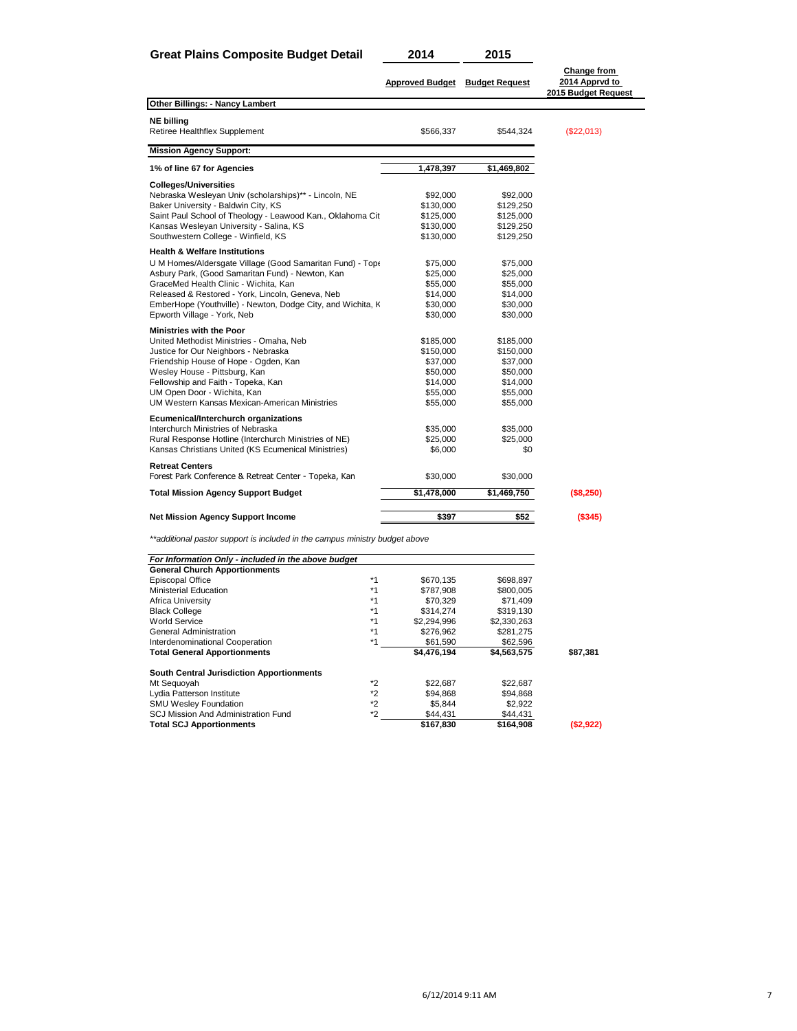# Great Plains Composite Budget Detail

| | | 2014 Approved Budget | 2015 Budget Request | Change from 2014 Apprvd to 2015 Budget Request |
|---|---|---|---|---|
| **Other Billings: - Nancy Lambert** | | | | |
| **NE billing** | | | | |
| Retiree Healthflex Supplement | | $566,337 | $544,324 | ($22,013) |
| **Mission Agency Support:** | | | | |
| **1% of line 67 for Agencies** | | 1,478,397 | $1,469,802 | |
| **Colleges/Universities** | | | | |
| Nebraska Wesleyan Univ (scholarships)** - Lincoln, NE | | $92,000 | $92,000 | |
| Baker University - Baldwin City, KS | | $130,000 | $129,250 | |
| Saint Paul School of Theology - Leawood Kan., Oklahoma Cit | | $125,000 | $125,000 | |
| Kansas Wesleyan University - Salina, KS | | $130,000 | $129,250 | |
| Southwestern College - Winfield, KS | | $130,000 | $129,250 | |
| **Health & Welfare Institutions** | | | | |
| U M Homes/Aldersgate Village (Good Samaritan Fund) - Tope | | $75,000 | $75,000 | |
| Asbury Park, (Good Samaritan Fund) - Newton, Kan | | $25,000 | $25,000 | |
| GraceMed Health Clinic - Wichita, Kan | | $55,000 | $55,000 | |
| Released & Restored - York, Lincoln, Geneva, Neb | | $14,000 | $14,000 | |
| EmberHope (Youthville) - Newton, Dodge City, and Wichita, K | | $30,000 | $30,000 | |
| Epworth Village - York, Neb | | $30,000 | $30,000 | |
| **Ministries with the Poor** | | | | |
| United Methodist Ministries - Omaha, Neb | | $185,000 | $185,000 | |
| Justice for Our Neighbors - Nebraska | | $150,000 | $150,000 | |
| Friendship House of Hope - Ogden, Kan | | $37,000 | $37,000 | |
| Wesley House - Pittsburg, Kan | | $50,000 | $50,000 | |
| Fellowship and Faith - Topeka, Kan | | $14,000 | $14,000 | |
| UM Open Door - Wichita, Kan | | $55,000 | $55,000 | |
| UM Western Kansas Mexican-American Ministries | | $55,000 | $55,000 | |
| **Ecumenical/Interchurch organizations** | | | | |
| Interchurch Ministries of Nebraska | | $35,000 | $35,000 | |
| Rural Response Hotline (Interchurch Ministries of NE) | | $25,000 | $25,000 | |
| Kansas Christians United (KS Ecumenical Ministries) | | $6,000 | $0 | |
| **Retreat Centers** | | | | |
| Forest Park Conference & Retreat Center - Topeka, Kan | | $30,000 | $30,000 | |
| **Total Mission Agency Support Budget** | | $1,478,000 | $1,469,750 | ($8,250) |
| **Net Mission Agency Support Income** | | $397 | $52 | ($345) |

*\*\*additional pastor support is included in the campus ministry budget above*

| ***For Information Only - included in the above budget*** | | | | |
|---|---|---|---|---|
| **General Church Apportionments** | | | | |
| Episcopal Office | *1 | $670,135 | $698,897 | |
| Ministerial Education | *1 | $787,908 | $800,005 | |
| Africa University | *1 | $70,329 | $71,409 | |
| Black College | *1 | $314,274 | $319,130 | |
| World Service | *1 | $2,294,996 | $2,330,263 | |
| General Administration | *1 | $276,962 | $281,275 | |
| Interdenominational Cooperation | *1 | $61,590 | $62,596 | |
| **Total General Apportionments** | | $4,476,194 | $4,563,575 | $87,381 |
| **South Central Jurisdiction Apportionments** | | | | |
| Mt Sequoyah | *2 | $22,687 | $22,687 | |
| Lydia Patterson Institute | *2 | $94,868 | $94,868 | |
| SMU Wesley Foundation | *2 | $5,844 | $2,922 | |
| SCJ Mission And Administration Fund | *2 | $44,431 | $44,431 | |
| **Total SCJ Apportionments** | | $167,830 | $164,908 | ($2,922) |

6/12/2014 9:11 AM